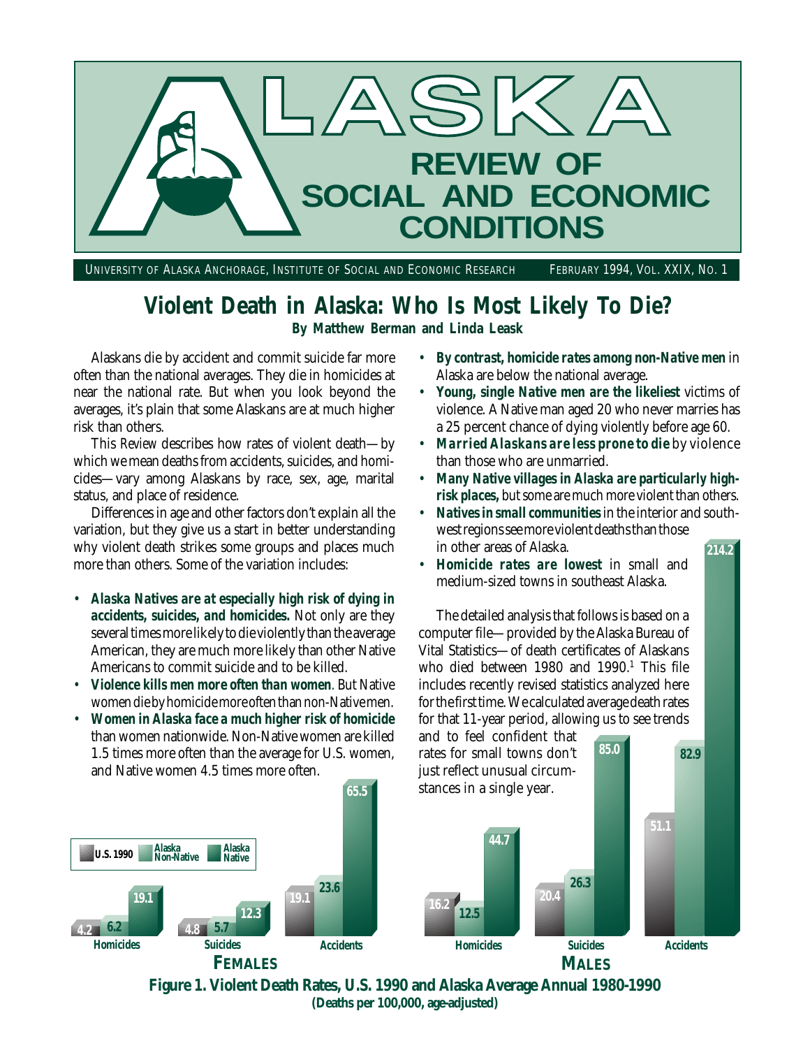# ALASKA REVIEW OF SOCIAL AND ECONOMIC CONDITIONS

UNIVERSITY OF ALASKA ANCHORAGE, INSTITUTE OF SOCIAL AND ECONOMIC RESEARCH — FEBRUARY 1994, VOL. XXIX, NO. 1

## Violent Death in Alaska: Who Is Most Likely To Die?

**By Matthew Berman and Linda Leask**

Alaskans die by accident and commit suicide far more often than the national averages. They die in homicides at near the national rate. But when you look beyond the averages, it's plain that some Alaskans are at much higher risk than others.

This *Review* describes how rates of violent death—by which we mean deaths from accidents, suicides, and homicides—vary among Alaskans by race, sex, age, marital status, and place of residence.

Differences in age and other factors don't explain all the variation, but they give us a start in better understanding why violent death strikes some groups and places much more than others. Some of the variation includes:

- **Alaska Natives are at especially high risk of dying in accidents, suicides, and homicides.** Not only are they several times more likely to die violently than the average American, they are much more likely than other Native Americans to commit suicide and to be killed.
- **Violence kills men more often than women**. But Native women die by homicide more often than non-Native men.
- **Women in Alaska face a much higher risk of homicide** than women nationwide. Non-Native women are killed 1.5 times more often than the average for U.S. women, and Native women 4.5 times more often.
- **By contrast, homicide rates among non-Native men** in Alaska are below the national average.
- **Young, single Native men are the likeliest** victims of violence. A Native man aged 20 who never marries has a 25 percent chance of dying violently before age 60.
- **Married Alaskans are less prone to die** by violence than those who are unmarried.
- **Many Native villages in Alaska are particularly high-risk places,** but some are much more violent than others.
- **Natives in small communities** in the interior and southwest regions see more violent deaths than those in other areas of Alaska.
- **Homicide rates are lowest** in small and medium-sized towns in southeast Alaska.

The detailed analysis that follows is based on a computer file—provided by the Alaska Bureau of Vital Statistics—of death certificates of Alaskans who died between 1980 and 1990.[1] This file includes recently revised statistics analyzed here for the first time. We calculated average death rates for that 11-year period, allowing us to see trends and to feel confident that rates for small towns don't just reflect unusual circumstances in a single year.

| | U.S. 1990 | Alaska Non-Native | Alaska Native |
|---|---|---|---|
| **Females** | | | |
| Homicides | 4.2 | 6.2 | 19.1 |
| Suicides | 4.8 | 5.7 | 12.3 |
| Accidents | 19.1 | 23.6 | 65.5 |
| **Males** | | | |
| Homicides | 16.2 | 12.5 | 44.7 |
| Suicides | 20.4 | 26.3 | 85.0 |
| Accidents | 51.1 | 82.9 | 214.2 |

**Figure 1. Violent Death Rates, U.S. 1990 and Alaska Average Annual 1980-1990**
**(Deaths per 100,000, age-adjusted)**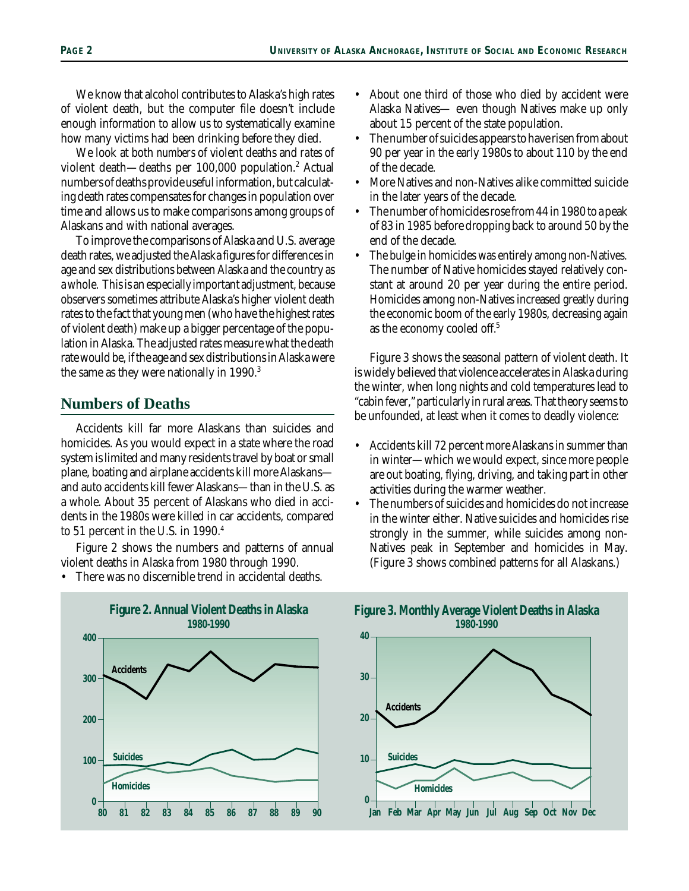We know that alcohol contributes to Alaska's high rates of violent death, but the computer file doesn't include enough information to allow us to systematically examine how many victims had been drinking before they died.

We look at both *numbers* of violent deaths and *rates* of violent death—deaths per 100,000 population.[2] Actual numbers of deaths provide useful information, but calculating death rates compensates for changes in population over time and allows us to make comparisons among groups of Alaskans and with national averages.

To improve the comparisons of Alaska and U.S. average death rates, we adjusted the Alaska figures for differences in age and sex distributions between Alaska and the country as a whole. This is an especially important adjustment, because observers sometimes attribute Alaska's higher violent death rates to the fact that young men (who have the highest rates of violent death) make up a bigger percentage of the population in Alaska. The adjusted rates measure what the death rate would be, if the age and sex distributions in Alaska were the same as they were nationally in 1990.[3]

## Numbers of Deaths

Accidents kill far more Alaskans than suicides and homicides. As you would expect in a state where the road system is limited and many residents travel by boat or small plane, boating and airplane accidents kill more Alaskans—and auto accidents kill fewer Alaskans—than in the U.S. as a whole. About 35 percent of Alaskans who died in accidents in the 1980s were killed in car accidents, compared to 51 percent in the U.S. in 1990.[4]

Figure 2 shows the numbers and patterns of annual violent deaths in Alaska from 1980 through 1990.

- There was no discernible trend in accidental deaths.
- About one third of those who died by accident were Alaska Natives— even though Natives make up only about 15 percent of the state population.
- The number of suicides appears to have risen from about 90 per year in the early 1980s to about 110 by the end of the decade.
- More Natives and non-Natives alike committed suicide in the later years of the decade.
- The number of homicides rose from 44 in 1980 to a peak of 83 in 1985 before dropping back to around 50 by the end of the decade.
- The bulge in homicides was entirely among non-Natives. The number of Native homicides stayed relatively constant at around 20 per year during the entire period. Homicides among non-Natives increased greatly during the economic boom of the early 1980s, decreasing again as the economy cooled off.[5]

Figure 3 shows the seasonal pattern of violent death. It is widely believed that violence accelerates in Alaska during the winter, when long nights and cold temperatures lead to "cabin fever," particularly in rural areas. That theory seems to be unfounded, at least when it comes to deadly violence:

- Accidents kill 72 percent more Alaskans in summer than in winter—which we would expect, since more people are out boating, flying, driving, and taking part in other activities during the warmer weather.
- The numbers of suicides and homicides do not increase in the winter either. Native suicides and homicides rise strongly in the summer, while suicides among non-Natives peak in September and homicides in May. (Figure 3 shows combined patterns for all Alaskans.)

**Figure 2. Annual Violent Deaths in Alaska 1980-1990**

**Figure 3. Monthly Average Violent Deaths in Alaska 1980-1990**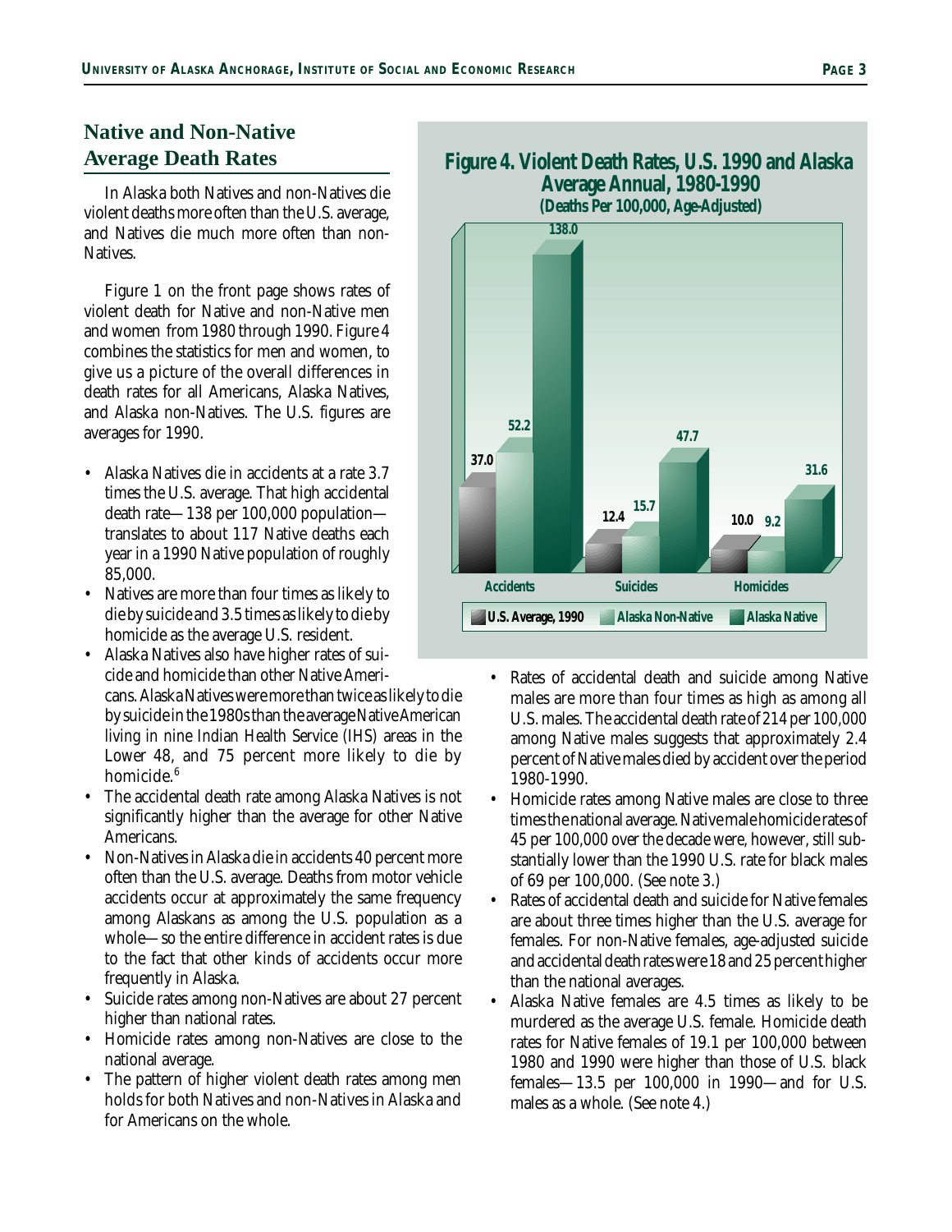## Native and Non-Native Average Death Rates

In Alaska both Natives and non-Natives die violent deaths more often than the U.S. average, and Natives die much more often than non-Natives.

Figure 1 on the front page shows rates of violent death for Native and non-Native men and women from 1980 through 1990. Figure 4 combines the statistics for men and women, to give us a picture of the overall differences in death rates for all Americans, Alaska Natives, and Alaska non-Natives. The U.S. figures are averages for 1990.

- Alaska Natives die in accidents at a rate 3.7 times the U.S. average. That high accidental death rate—138 per 100,000 population—translates to about 117 Native deaths each year in a 1990 Native population of roughly 85,000.
- Natives are more than four times as likely to die by suicide and 3.5 times as likely to die by homicide as the average U.S. resident.
- Alaska Natives also have higher rates of suicide and homicide than other Native Americans. Alaska Natives were more than twice as likely to die by suicide in the 1980s than the average Native American living in nine Indian Health Service (IHS) areas in the Lower 48, and 75 percent more likely to die by homicide.[6]
- The accidental death rate among Alaska Natives is not significantly higher than the average for other Native Americans.
- Non-Natives in Alaska die in accidents 40 percent more often than the U.S. average. Deaths from motor vehicle accidents occur at approximately the same frequency among Alaskans as among the U.S. population as a whole—so the entire difference in accident rates is due to the fact that other kinds of accidents occur more frequently in Alaska.
- Suicide rates among non-Natives are about 27 percent higher than national rates.
- Homicide rates among non-Natives are close to the national average.
- The pattern of higher violent death rates among men holds for both Natives and non-Natives in Alaska and for Americans on the whole.

**Figure 4. Violent Death Rates, U.S. 1990 and Alaska Average Annual, 1980-1990**
**(Deaths Per 100,000, Age-Adjusted)**

| | U.S. Average, 1990 | Alaska Non-Native | Alaska Native |
|---|---|---|---|
| Accidents | 37.0 | 52.2 | 138.0 |
| Suicides | 12.4 | 15.7 | 47.7 |
| Homicides | 10.0 | 9.2 | 31.6 |

- Rates of accidental death and suicide among Native males are more than four times as high as among all U.S. males. The accidental death rate of 214 per 100,000 among Native males suggests that approximately 2.4 percent of Native males died by accident over the period 1980-1990.
- Homicide rates among Native males are close to three times the national average. Native male homicide rates of 45 per 100,000 over the decade were, however, still substantially lower than the 1990 U.S. rate for black males of 69 per 100,000. (See note 3.)
- Rates of accidental death and suicide for Native females are about three times higher than the U.S. average for females. For non-Native females, age-adjusted suicide and accidental death rates were 18 and 25 percent higher than the national averages.
- Alaska Native females are 4.5 times as likely to be murdered as the average U.S. female. Homicide death rates for Native females of 19.1 per 100,000 between 1980 and 1990 were higher than those of U.S. black females—13.5 per 100,000 in 1990—and for U.S. males as a whole. (See note 4.)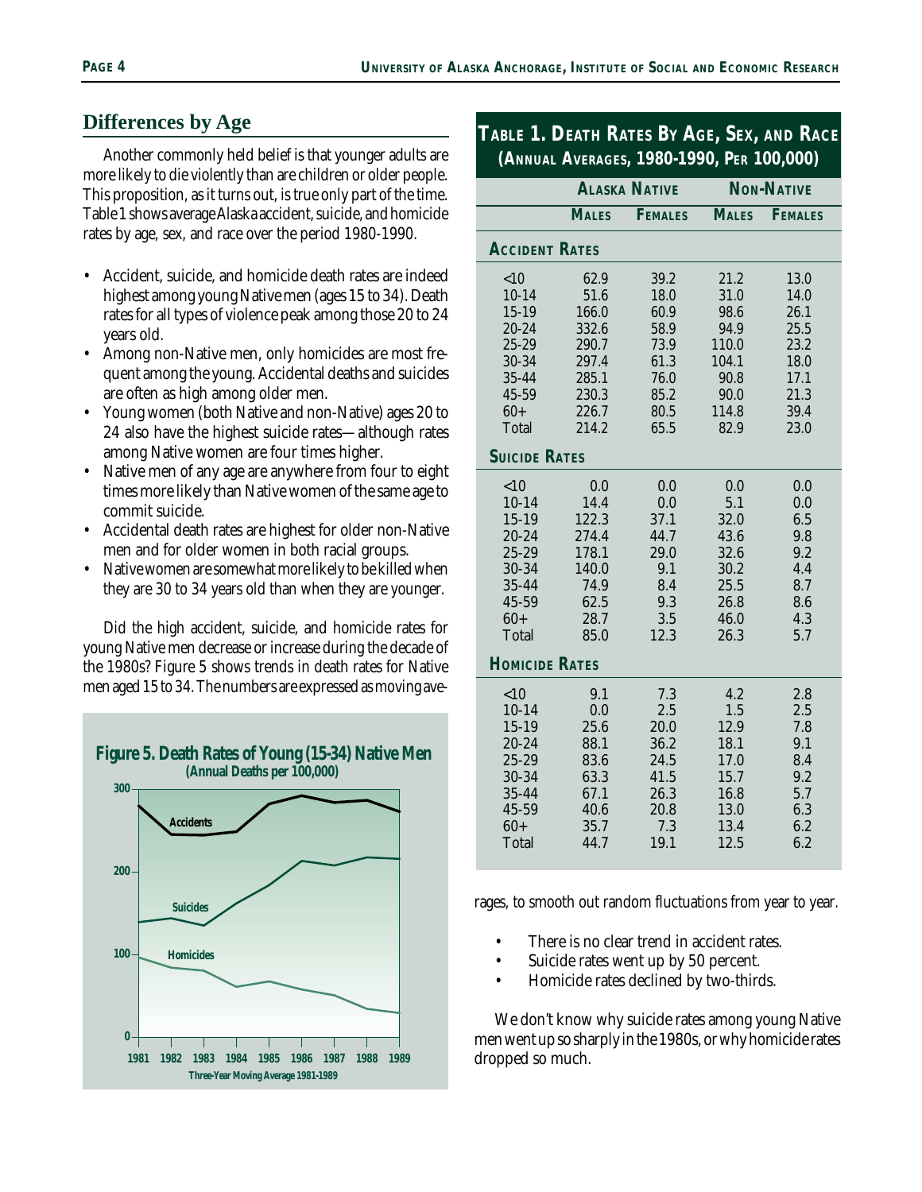## Differences by Age

Another commonly held belief is that younger adults are more likely to die violently than are children or older people. This proposition, as it turns out, is true only part of the time. Table 1 shows average Alaska accident, suicide, and homicide rates by age, sex, and race over the period 1980-1990.

- Accident, suicide, and homicide death rates are indeed highest among young Native men (ages 15 to 34). Death rates for all types of violence peak among those 20 to 24 years old.
- Among non-Native men, only homicides are most frequent among the young. Accidental deaths and suicides are often as high among older men.
- Young women (both Native and non-Native) ages 20 to 24 also have the highest suicide rates—although rates among Native women are four times higher.
- Native men of any age are anywhere from four to eight times more likely than Native women of the same age to commit suicide.
- Accidental death rates are highest for older non-Native men and for older women in both racial groups.
- Native women are somewhat more likely to be killed when they are 30 to 34 years old than when they are younger.

Did the high accident, suicide, and homicide rates for young Native men decrease or increase during the decade of the 1980s? Figure 5 shows trends in death rates for Native men aged 15 to 34. The numbers are expressed as moving averages, to smooth out random fluctuations from year to year.

**Figure 5. Death Rates of Young (15-34) Native Men**
(Annual Deaths per 100,000)
Three-Year Moving Average 1981-1989

- There is no clear trend in accident rates.
- Suicide rates went up by 50 percent.
- Homicide rates declined by two-thirds.

We don't know why suicide rates among young Native men went up so sharply in the 1980s, or why homicide rates dropped so much.

**Table 1. Death Rates By Age, Sex, and Race (Annual Averages, 1980-1990, Per 100,000)**

| | Alaska Native | | Non-Native | |
|---|---|---|---|---|
| | Males | Females | Males | Females |
| **Accident Rates** | | | | |
| <10 | 62.9 | 39.2 | 21.2 | 13.0 |
| 10-14 | 51.6 | 18.0 | 31.0 | 14.0 |
| 15-19 | 166.0 | 60.9 | 98.6 | 26.1 |
| 20-24 | 332.6 | 58.9 | 94.9 | 25.5 |
| 25-29 | 290.7 | 73.9 | 110.0 | 23.2 |
| 30-34 | 297.4 | 61.3 | 104.1 | 18.0 |
| 35-44 | 285.1 | 76.0 | 90.8 | 17.1 |
| 45-59 | 230.3 | 85.2 | 90.0 | 21.3 |
| 60+ | 226.7 | 80.5 | 114.8 | 39.4 |
| Total | 214.2 | 65.5 | 82.9 | 23.0 |
| **Suicide Rates** | | | | |
| <10 | 0.0 | 0.0 | 0.0 | 0.0 |
| 10-14 | 14.4 | 0.0 | 5.1 | 0.0 |
| 15-19 | 122.3 | 37.1 | 32.0 | 6.5 |
| 20-24 | 274.4 | 44.7 | 43.6 | 9.8 |
| 25-29 | 178.1 | 29.0 | 32.6 | 9.2 |
| 30-34 | 140.0 | 9.1 | 30.2 | 4.4 |
| 35-44 | 74.9 | 8.4 | 25.5 | 8.7 |
| 45-59 | 62.5 | 9.3 | 26.8 | 8.6 |
| 60+ | 28.7 | 3.5 | 46.0 | 4.3 |
| Total | 85.0 | 12.3 | 26.3 | 5.7 |
| **Homicide Rates** | | | | |
| <10 | 9.1 | 7.3 | 4.2 | 2.8 |
| 10-14 | 0.0 | 2.5 | 1.5 | 2.5 |
| 15-19 | 25.6 | 20.0 | 12.9 | 7.8 |
| 20-24 | 88.1 | 36.2 | 18.1 | 9.1 |
| 25-29 | 83.6 | 24.5 | 17.0 | 8.4 |
| 30-34 | 63.3 | 41.5 | 15.7 | 9.2 |
| 35-44 | 67.1 | 26.3 | 16.8 | 5.7 |
| 45-59 | 40.6 | 20.8 | 13.0 | 6.3 |
| 60+ | 35.7 | 7.3 | 13.4 | 6.2 |
| Total | 44.7 | 19.1 | 12.5 | 6.2 |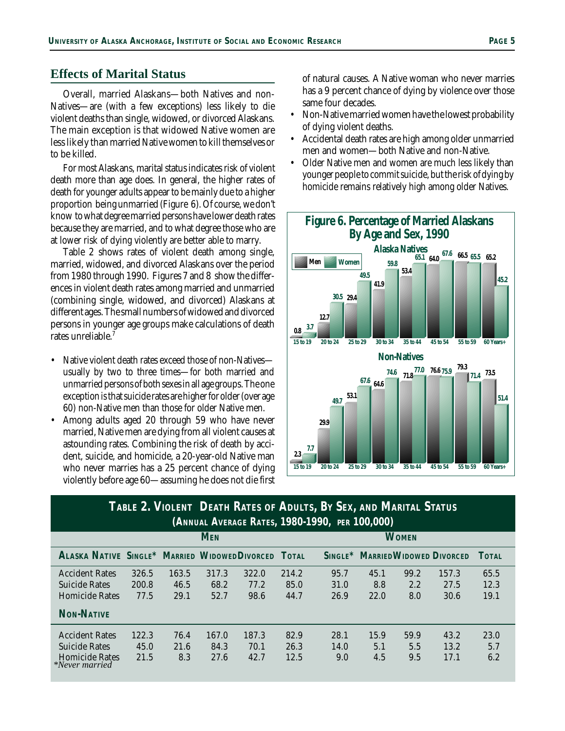## Effects of Marital Status

Overall, married Alaskans—both Natives and non-Natives—are (with a few exceptions) less likely to die violent deaths than single, widowed, or divorced Alaskans. The main exception is that widowed Native women are less likely than married Native women to kill themselves or to be killed.

For most Alaskans, marital status indicates risk of violent death more than age does. In general, the higher rates of death for younger adults appear to be mainly due to a higher proportion being unmarried (Figure 6). Of course, we don't know to what degree married persons have lower death rates because they are married, and to what degree those who are at lower risk of dying violently are better able to marry.

Table 2 shows rates of violent death among single, married, widowed, and divorced Alaskans over the period from 1980 through 1990. Figures 7 and 8 show the differences in violent death rates among married and unmarried (combining single, widowed, and divorced) Alaskans at different ages. The small numbers of widowed and divorced persons in younger age groups make calculations of death rates unreliable.[7]

- Native violent death rates exceed those of non-Natives—usually by two to three times—for both married and unmarried persons of both sexes in all age groups. The one exception is that suicide rates are higher for older (over age 60) non-Native men than those for older Native men.
- Among adults aged 20 through 59 who have never married, Native men are dying from all violent causes at astounding rates. Combining the risk of death by accident, suicide, and homicide, a 20-year-old Native man who never marries has a 25 percent chance of dying violently before age 60—assuming he does not die first of natural causes. A Native woman who never marries has a 9 percent chance of dying by violence over those same four decades.
- Non-Native married women have the lowest probability of dying violent deaths.
- Accidental death rates are high among older unmarried men and women—both Native and non-Native.
- Older Native men and women are much less likely than younger people to commit suicide, but the risk of dying by homicide remains relatively high among older Natives.

**Figure 6. Percentage of Married Alaskans By Age and Sex, 1990**

**Alaska Natives**

| Age | Men | Women |
|---|---|---|
| 15 to 19 | 0.8 | 3.7 |
| 20 to 24 | 12.7 | 30.5 |
| 25 to 29 | 29.4 | 49.5 |
| 30 to 34 | 41.9 | 59.8 |
| 35 to 44 | 53.4 | 65.1 |
| 45 to 54 | 64.0 | 67.6 |
| 55 to 59 | 66.5 | 65.5 |
| 60 Years+ | 65.2 | 45.2 |

**Non-Natives**

| Age | Men | Women |
|---|---|---|
| 15 to 19 | 2.3 | 7.7 |
| 20 to 24 | 29.9 | 49.7 |
| 25 to 29 | 53.1 | 67.6 |
| 30 to 34 | 64.6 | 74.6 |
| 35 to 44 | 71.8 | 77.0 |
| 45 to 54 | 76.6 | 75.9 |
| 55 to 59 | 79.3 | 71.4 |
| 60 Years+ | 73.5 | 51.4 |

**Table 2. Violent Death Rates of Adults, By Sex, and Marital Status (Annual Average Rates, 1980-1990, per 100,000)**

| | Men | | | | | Women | | | | |
|---|---|---|---|---|---|---|---|---|---|---|
| **Alaska Native** | Single* | Married | Widowed | Divorced | Total | Single* | Married | Widowed | Divorced | Total |
| Accident Rates | 326.5 | 163.5 | 317.3 | 322.0 | 214.2 | 95.7 | 45.1 | 99.2 | 157.3 | 65.5 |
| Suicide Rates | 200.8 | 46.5 | 68.2 | 77.2 | 85.0 | 31.0 | 8.8 | 2.2 | 27.5 | 12.3 |
| Homicide Rates | 77.5 | 29.1 | 52.7 | 98.6 | 44.7 | 26.9 | 22.0 | 8.0 | 30.6 | 19.1 |
| **Non-Native** | | | | | | | | | | |
| Accident Rates | 122.3 | 76.4 | 167.0 | 187.3 | 82.9 | 28.1 | 15.9 | 59.9 | 43.2 | 23.0 |
| Suicide Rates | 45.0 | 21.6 | 84.3 | 70.1 | 26.3 | 14.0 | 5.1 | 5.5 | 13.2 | 5.7 |
| Homicide Rates | 21.5 | 8.3 | 27.6 | 42.7 | 12.5 | 9.0 | 4.5 | 9.5 | 17.1 | 6.2 |

*Never married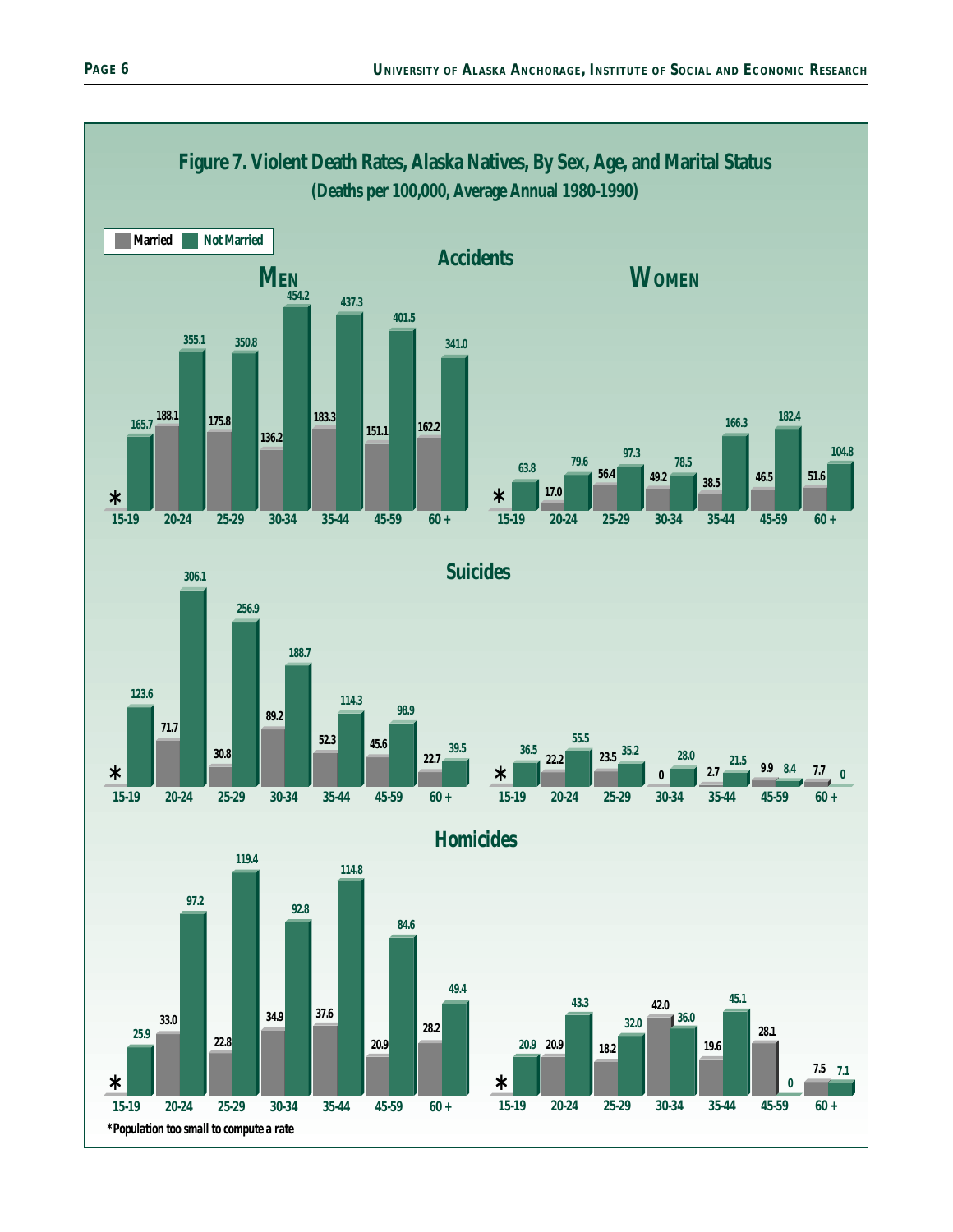## Figure 7. Violent Death Rates, Alaska Natives, By Sex, Age, and Marital Status

**(Deaths per 100,000, Average Annual 1980-1990)**

### Accidents

| Age | Men: Married | Men: Not Married | Women: Married | Women: Not Married |
|---|---|---|---|---|
| 15-19 | * | 165.7 | * | 63.8 |
| 20-24 | 188.1 | 355.1 | 17.0 | 79.6 |
| 25-29 | 175.8 | 350.8 | 56.4 | 97.3 |
| 30-34 | 136.2 | 454.2 | 49.2 | 78.5 |
| 35-44 | 183.3 | 437.3 | 38.5 | 166.3 |
| 45-59 | 151.1 | 401.5 | 46.5 | 182.4 |
| 60 + | 162.2 | 341.0 | 51.6 | 104.8 |

### Suicides

| Age | Men: Married | Men: Not Married | Women: Married | Women: Not Married |
|---|---|---|---|---|
| 15-19 | * | 123.6 | * | 36.5 |
| 20-24 | 71.7 | 306.1 | 22.2 | 55.5 |
| 25-29 | 30.8 | 256.9 | 23.5 | 35.2 |
| 30-34 | 89.2 | 188.7 | 0 | 28.0 |
| 35-44 | 52.3 | 114.3 | 2.7 | 21.5 |
| 45-59 | 45.6 | 98.9 | 9.9 | 8.4 |
| 60 + | 22.7 | 39.5 | 7.7 | 0 |

### Homicides

| Age | Men: Married | Men: Not Married | Women: Married | Women: Not Married |
|---|---|---|---|---|
| 15-19 | * | 25.9 | * | 20.9 |
| 20-24 | 33.0 | 97.2 | 20.9 | 43.3 |
| 25-29 | 22.8 | 119.4 | 18.2 | 32.0 |
| 30-34 | 34.9 | 92.8 | 42.0 | 36.0 |
| 35-44 | 37.6 | 114.8 | 19.6 | 45.1 |
| 45-59 | 20.9 | 84.6 | 28.1 | 0 |
| 60 + | 28.2 | 49.4 | 7.5 | 7.1 |

*Population too small to compute a rate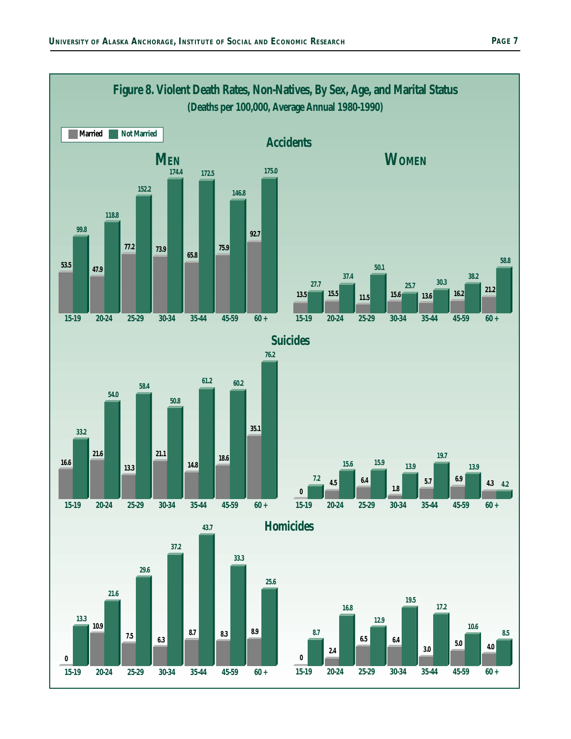## Figure 8. Violent Death Rates, Non-Natives, By Sex, Age, and Marital Status

**(Deaths per 100,000, Average Annual 1980-1990)**

### Accidents

**Men**

| Age | Married | Not Married |
|---|---|---|
| 15-19 | 53.5 | 99.8 |
| 20-24 | 47.9 | 118.8 |
| 25-29 | 77.2 | 152.2 |
| 30-34 | 73.9 | 174.4 |
| 35-44 | 65.8 | 172.5 |
| 45-59 | 75.9 | 146.8 |
| 60 + | 92.7 | 175.0 |

**Women**

| Age | Married | Not Married |
|---|---|---|
| 15-19 | 13.5 | 27.7 |
| 20-24 | 15.5 | 37.4 |
| 25-29 | 11.5 | 50.1 |
| 30-34 | 15.6 | 25.7 |
| 35-44 | 13.6 | 30.3 |
| 45-59 | 16.2 | 38.2 |
| 60 + | 21.2 | 58.8 |

### Suicides

**Men**

| Age | Married | Not Married |
|---|---|---|
| 15-19 | 16.6 | 33.2 |
| 20-24 | 21.6 | 54.0 |
| 25-29 | 13.3 | 58.4 |
| 30-34 | 21.1 | 50.8 |
| 35-44 | 14.8 | 61.2 |
| 45-59 | 18.6 | 60.2 |
| 60 + | 35.1 | 76.2 |

**Women**

| Age | Married | Not Married |
|---|---|---|
| 15-19 | 0 | 7.2 |
| 20-24 | 4.5 | 15.6 |
| 25-29 | 6.4 | 15.9 |
| 30-34 | 1.8 | 13.9 |
| 35-44 | 5.7 | 19.7 |
| 45-59 | 6.9 | 13.9 |
| 60 + | 4.3 | 4.2 |

### Homicides

**Men**

| Age | Married | Not Married |
|---|---|---|
| 15-19 | 0 | 13.3 |
| 20-24 | 10.9 | 21.6 |
| 25-29 | 7.5 | 29.6 |
| 30-34 | 6.3 | 37.2 |
| 35-44 | 8.7 | 43.7 |
| 45-59 | 8.3 | 33.3 |
| 60 + | 8.9 | 25.6 |

**Women**

| Age | Married | Not Married |
|---|---|---|
| 15-19 | 0 | 8.7 |
| 20-24 | 2.4 | 16.8 |
| 25-29 | 6.5 | 12.9 |
| 30-34 | 6.4 | 19.5 |
| 35-44 | 3.0 | 17.2 |
| 45-59 | 5.0 | 10.6 |
| 60 + | 4.0 | 8.5 |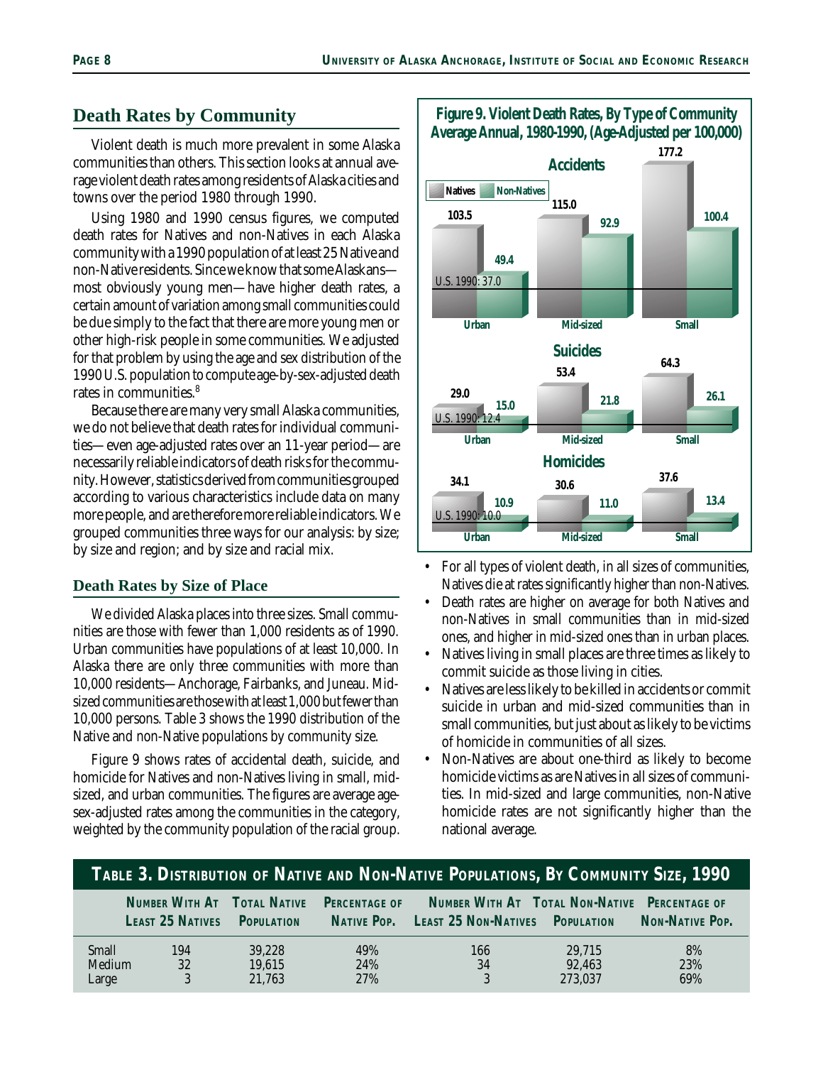## Death Rates by Community

Violent death is much more prevalent in some Alaska communities than others. This section looks at annual average violent death rates among residents of Alaska cities and towns over the period 1980 through 1990.

Using 1980 and 1990 census figures, we computed death rates for Natives and non-Natives in each Alaska community with a 1990 population of at least 25 Native and non-Native residents. Since we know that some Alaskans—most obviously young men—have higher death rates, a certain amount of variation among small communities could be due simply to the fact that there are more young men or other high-risk people in some communities. We adjusted for that problem by using the age and sex distribution of the 1990 U.S. population to compute age-by-sex-adjusted death rates in communities.[8]

Because there are many very small Alaska communities, we do not believe that death rates for individual communities—even age-adjusted rates over an 11-year period—are necessarily reliable indicators of death risks for the community. However, statistics derived from communities grouped according to various characteristics include data on many more people, and are therefore more reliable indicators. We grouped communities three ways for our analysis: by size; by size and region; and by size and racial mix.

### Death Rates by Size of Place

We divided Alaska places into three sizes. Small communities are those with fewer than 1,000 residents as of 1990. Urban communities have populations of at least 10,000. In Alaska there are only three communities with more than 10,000 residents—Anchorage, Fairbanks, and Juneau. Mid-sized communities are those with at least 1,000 but fewer than 10,000 persons. Table 3 shows the 1990 distribution of the Native and non-Native populations by community size.

Figure 9 shows rates of accidental death, suicide, and homicide for Natives and non-Natives living in small, mid-sized, and urban communities. The figures are average age-sex-adjusted rates among the communities in the category, weighted by the community population of the racial group.

**Figure 9. Violent Death Rates, By Type of Community Average Annual, 1980-1990, (Age-Adjusted per 100,000)**

| | Urban Natives | Urban Non-Natives | Mid-sized Natives | Mid-sized Non-Natives | Small Natives | Small Non-Natives | U.S. 1990 |
|---|---|---|---|---|---|---|---|
| Accidents | 103.5 | 49.4 | 115.0 | 92.9 | 177.2 | 100.4 | 37.0 |
| Suicides | 29.0 | 15.0 | 53.4 | 21.8 | 64.3 | 26.1 | 12.4 |
| Homicides | 34.1 | 10.9 | 30.6 | 11.0 | 37.6 | 13.4 | 10.0 |

- For all types of violent death, in all sizes of communities, Natives die at rates significantly higher than non-Natives.
- Death rates are higher on average for both Natives and non-Natives in small communities than in mid-sized ones, and higher in mid-sized ones than in urban places.
- Natives living in small places are three times as likely to commit suicide as those living in cities.
- Natives are less likely to be killed in accidents or commit suicide in urban and mid-sized communities than in small communities, but just about as likely to be victims of homicide in communities of all sizes.
- Non-Natives are about one-third as likely to become homicide victims as are Natives in all sizes of communities. In mid-sized and large communities, non-Native homicide rates are not significantly higher than the national average.

**Table 3. Distribution of Native and Non-Native Populations, By Community Size, 1990**

| | Number With At Least 25 Natives | Total Native Population | Percentage of Native Pop. | Number With At Least 25 Non-Natives | Total Non-Native Population | Percentage of Non-Native Pop. |
|---|---|---|---|---|---|---|
| Small | 194 | 39,228 | 49% | 166 | 29,715 | 8% |
| Medium | 32 | 19,615 | 24% | 34 | 92,463 | 23% |
| Large | 3 | 21,763 | 27% | 3 | 273,037 | 69% |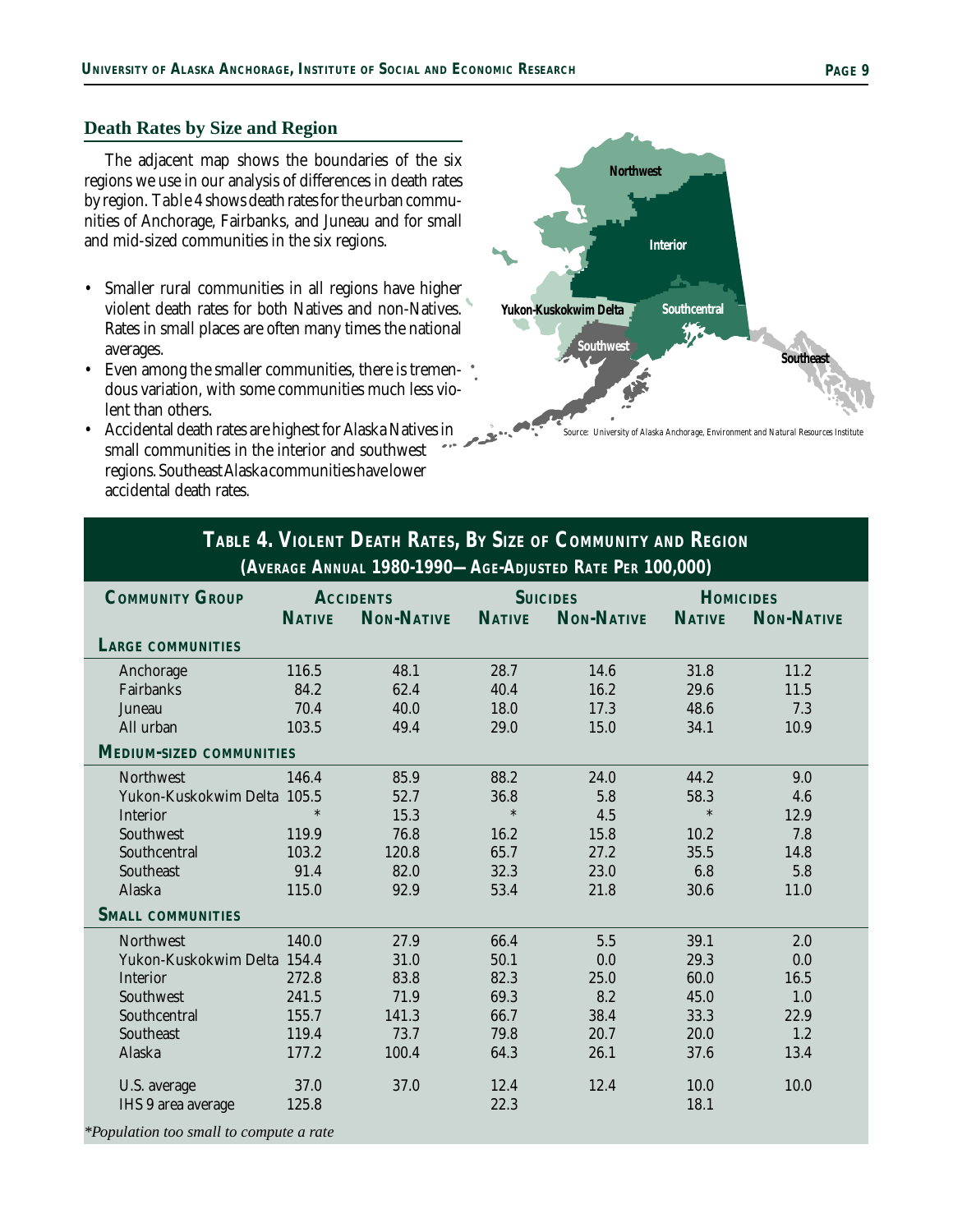## Death Rates by Size and Region

The adjacent map shows the boundaries of the six regions we use in our analysis of differences in death rates by region. Table 4 shows death rates for the urban communities of Anchorage, Fairbanks, and Juneau and for small and mid-sized communities in the six regions.

- Smaller rural communities in all regions have higher violent death rates for both Natives and non-Natives. Rates in small places are often many times the national averages.
- Even among the smaller communities, there is tremendous variation, with some communities much less violent than others.
- Accidental death rates are highest for Alaska Natives in small communities in the interior and southwest regions. Southeast Alaska communities have lower accidental death rates.

Source: University of Alaska Anchorage, Environment and Natural Resources Institute

**Table 4. Violent Death Rates, By Size of Community and Region (Average Annual 1980-1990—Age-Adjusted Rate Per 100,000)**

| Community Group | Accidents | | Suicides | | Homicides | |
|---|---|---|---|---|---|---|
| | Native | Non-Native | Native | Non-Native | Native | Non-Native |
| **Large communities** | | | | | | |
| Anchorage | 116.5 | 48.1 | 28.7 | 14.6 | 31.8 | 11.2 |
| Fairbanks | 84.2 | 62.4 | 40.4 | 16.2 | 29.6 | 11.5 |
| Juneau | 70.4 | 40.0 | 18.0 | 17.3 | 48.6 | 7.3 |
| All urban | 103.5 | 49.4 | 29.0 | 15.0 | 34.1 | 10.9 |
| **Medium-sized communities** | | | | | | |
| Northwest | 146.4 | 85.9 | 88.2 | 24.0 | 44.2 | 9.0 |
| Yukon-Kuskokwim Delta | 105.5 | 52.7 | 36.8 | 5.8 | 58.3 | 4.6 |
| Interior | * | 15.3 | * | 4.5 | * | 12.9 |
| Southwest | 119.9 | 76.8 | 16.2 | 15.8 | 10.2 | 7.8 |
| Southcentral | 103.2 | 120.8 | 65.7 | 27.2 | 35.5 | 14.8 |
| Southeast | 91.4 | 82.0 | 32.3 | 23.0 | 6.8 | 5.8 |
| Alaska | 115.0 | 92.9 | 53.4 | 21.8 | 30.6 | 11.0 |
| **Small communities** | | | | | | |
| Northwest | 140.0 | 27.9 | 66.4 | 5.5 | 39.1 | 2.0 |
| Yukon-Kuskokwim Delta | 154.4 | 31.0 | 50.1 | 0.0 | 29.3 | 0.0 |
| Interior | 272.8 | 83.8 | 82.3 | 25.0 | 60.0 | 16.5 |
| Southwest | 241.5 | 71.9 | 69.3 | 8.2 | 45.0 | 1.0 |
| Southcentral | 155.7 | 141.3 | 66.7 | 38.4 | 33.3 | 22.9 |
| Southeast | 119.4 | 73.7 | 79.8 | 20.7 | 20.0 | 1.2 |
| Alaska | 177.2 | 100.4 | 64.3 | 26.1 | 37.6 | 13.4 |
| U.S. average | 37.0 | 37.0 | 12.4 | 12.4 | 10.0 | 10.0 |
| IHS 9 area average | 125.8 | | 22.3 | | 18.1 | |

*Population too small to compute a rate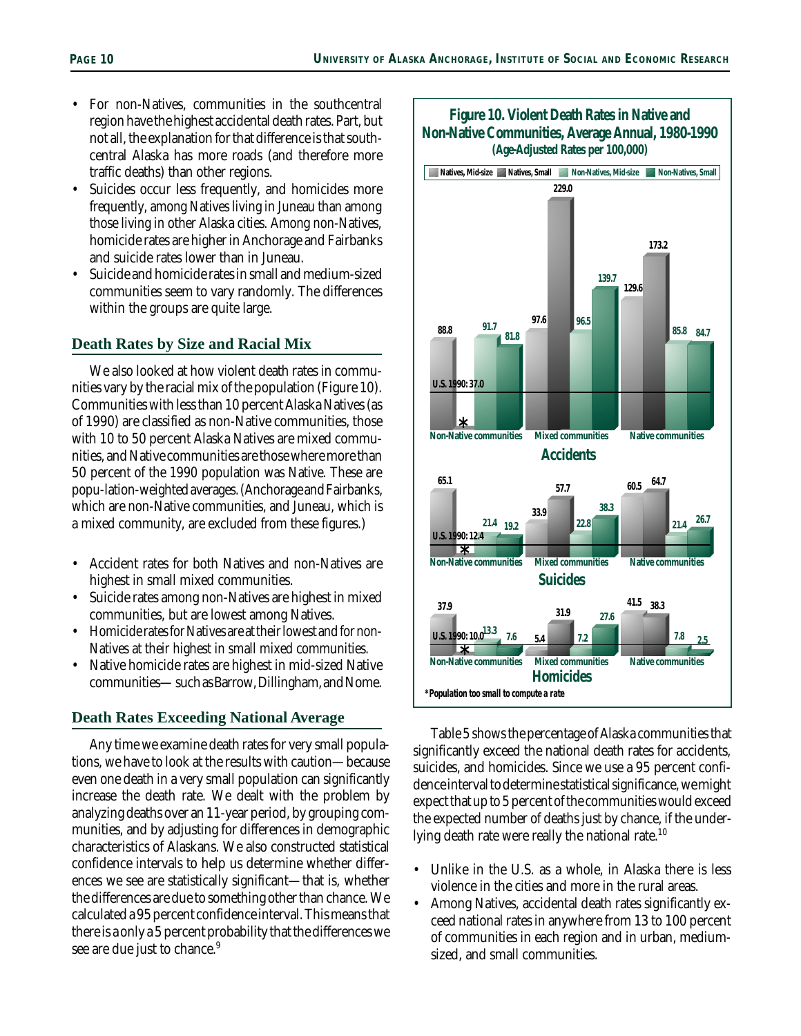- For non-Natives, communities in the southcentral region have the highest accidental death rates. Part, but not all, the explanation for that difference is that south-central Alaska has more roads (and therefore more traffic deaths) than other regions.
- Suicides occur less frequently, and homicides more frequently, among Natives living in Juneau than among those living in other Alaska cities. Among non-Natives, homicide rates are higher in Anchorage and Fairbanks and suicide rates lower than in Juneau.
- Suicide and homicide rates in small and medium-sized communities seem to vary randomly. The differences within the groups are quite large.

## Death Rates by Size and Racial Mix

We also looked at how violent death rates in communities vary by the racial mix of the population (Figure 10). Communities with less than 10 percent Alaska Natives (as of 1990) are classified as non-Native communities, those with 10 to 50 percent Alaska Natives are mixed communities, and Native communities are those where more than 50 percent of the 1990 population was Native. These are popu-lation-weighted averages. (Anchorage and Fairbanks, which are non-Native communities, and Juneau, which is a mixed community, are excluded from these figures.)

- Accident rates for both Natives and non-Natives are highest in small mixed communities.
- Suicide rates among non-Natives are highest in mixed communities, but are lowest among Natives.
- Homicide rates for Natives are at their lowest and for non-Natives at their highest in small mixed communities.
- Native homicide rates are highest in mid-sized Native communities— such as Barrow, Dillingham, and Nome.

## Death Rates Exceeding National Average

Any time we examine death rates for very small populations, we have to look at the results with caution—because even one death in a very small population can significantly increase the death rate. We dealt with the problem by analyzing deaths over an 11-year period, by grouping communities, and by adjusting for differences in demographic characteristics of Alaskans. We also constructed statistical confidence intervals to help us determine whether differences we see are statistically significant—that is, whether the differences are due to something other than chance. We calculated a 95 percent confidence interval. This means that there is a only a 5 percent probability that the differences we see are due just to chance.[9]

**Figure 10. Violent Death Rates in Native and Non-Native Communities, Average Annual, 1980-1990 (Age-Adjusted Rates per 100,000)**

**Accidents** (U.S. 1990: 37.0)

| | Natives, Mid-size | Natives, Small | Non-Natives, Mid-size | Non-Natives, Small |
|---|---|---|---|---|
| Non-Native communities | 88.8 | * | 91.7 | 81.8 |
| Mixed communities | 97.6 | 229.0 | 96.5 | 139.7 |
| Native communities | 129.6 | 173.2 | 85.8 | 84.7 |

**Suicides** (U.S. 1990: 12.4)

| | Natives, Mid-size | Natives, Small | Non-Natives, Mid-size | Non-Natives, Small |
|---|---|---|---|---|
| Non-Native communities | 65.1 | * | 21.4 | 19.2 |
| Mixed communities | 33.9 | 57.7 | 22.8 | 38.3 |
| Native communities | 60.5 | 64.7 | 21.4 | 26.7 |

**Homicides** (U.S. 1990: 10.0)

| | Natives, Mid-size | Natives, Small | Non-Natives, Mid-size | Non-Natives, Small |
|---|---|---|---|---|
| Non-Native communities | 37.9 | * | 13.3 | 7.6 |
| Mixed communities | 5.4 | 31.9 | 7.2 | 27.6 |
| Native communities | 41.5 | 38.3 | 7.8 | 2.5 |

*Population too small to compute a rate

Table 5 shows the percentage of Alaska communities that significantly exceed the national death rates for accidents, suicides, and homicides. Since we use a 95 percent confidence interval to determine statistical significance, we might expect that up to 5 percent of the communities would exceed the expected number of deaths just by chance, if the underlying death rate were really the national rate.[10]

- Unlike in the U.S. as a whole, in Alaska there is less violence in the cities and more in the rural areas.
- Among Natives, accidental death rates significantly exceed national rates in anywhere from 13 to 100 percent of communities in each region and in urban, medium-sized, and small communities.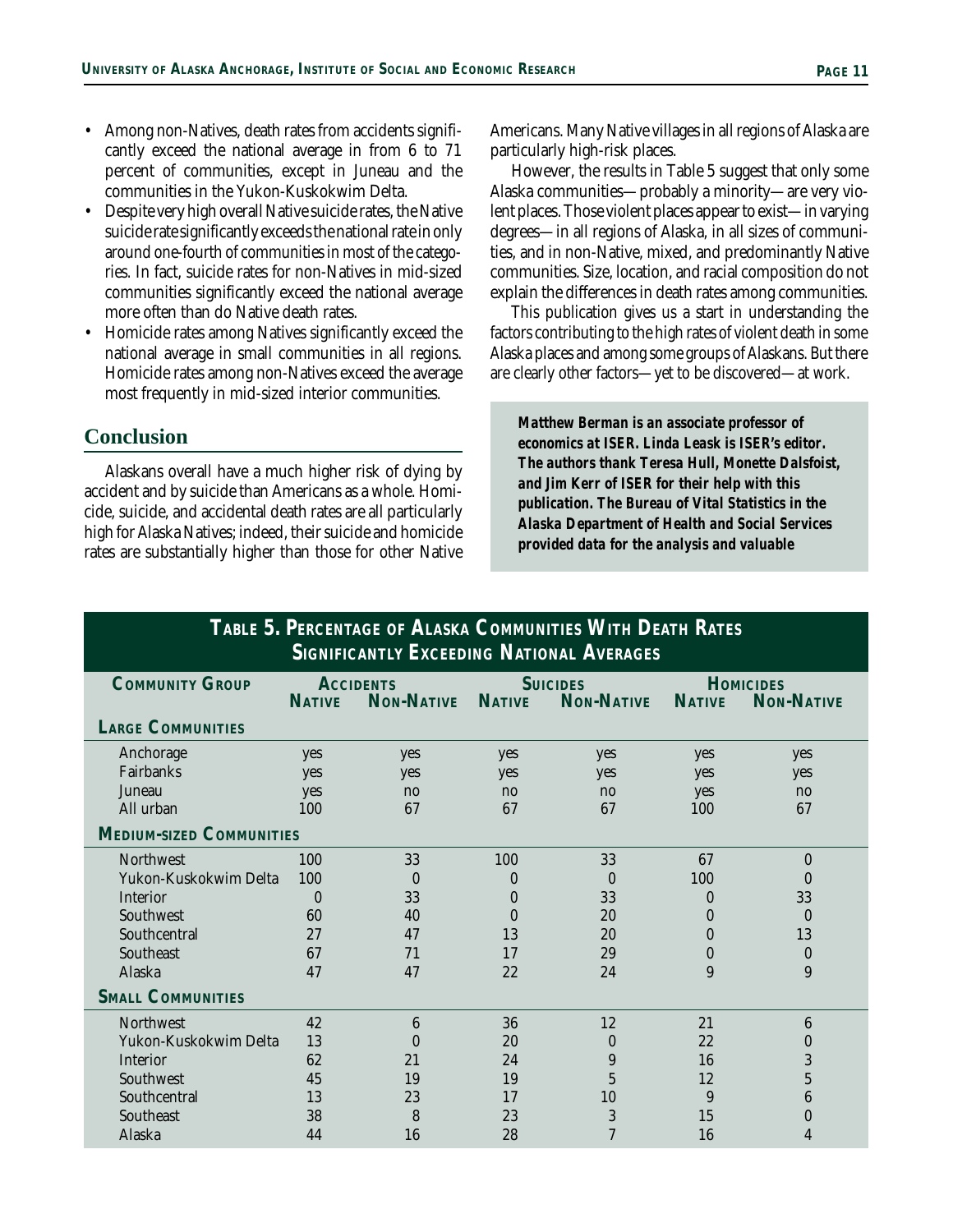- Among non-Natives, death rates from accidents significantly exceed the national average in from 6 to 71 percent of communities, except in Juneau and the communities in the Yukon-Kuskokwim Delta.
- Despite very high overall Native suicide rates, the Native suicide rate significantly exceeds the national rate in only around one-fourth of communities in most of the categories. In fact, suicide rates for non-Natives in mid-sized communities significantly exceed the national average more often than do Native death rates.
- Homicide rates among Natives significantly exceed the national average in small communities in all regions. Homicide rates among non-Natives exceed the average most frequently in mid-sized interior communities.

## Conclusion

Alaskans overall have a much higher risk of dying by accident and by suicide than Americans as a whole. Homicide, suicide, and accidental death rates are all particularly high for Alaska Natives; indeed, their suicide and homicide rates are substantially higher than those for other Native Americans. Many Native villages in all regions of Alaska are particularly high-risk places.

However, the results in Table 5 suggest that only some Alaska communities—probably a minority—are very violent places. Those violent places appear to exist—in varying degrees—in all regions of Alaska, in all sizes of communities, and in non-Native, mixed, and predominantly Native communities. Size, location, and racial composition do not explain the differences in death rates among communities.

This publication gives us a start in understanding the factors contributing to the high rates of violent death in some Alaska places and among some groups of Alaskans. But there are clearly other factors—yet to be discovered—at work.

**Matthew Berman is an associate professor of economics at ISER. Linda Leask is ISER's editor. The authors thank Teresa Hull, Monette Dalsfoist, and Jim Kerr of ISER for their help with this publication. The Bureau of Vital Statistics in the Alaska Department of Health and Social Services provided data for the analysis and valuable**

**Table 5. Percentage of Alaska Communities With Death Rates Significantly Exceeding National Averages**

| Community Group | Accidents | | Suicides | | Homicides | |
|---|---|---|---|---|---|---|
| | Native | Non-Native | Native | Non-Native | Native | Non-Native |
| **Large Communities** | | | | | | |
| Anchorage | yes | yes | yes | yes | yes | yes |
| Fairbanks | yes | yes | yes | yes | yes | yes |
| Juneau | yes | no | no | no | yes | no |
| All urban | 100 | 67 | 67 | 67 | 100 | 67 |
| **Medium-sized Communities** | | | | | | |
| Northwest | 100 | 33 | 100 | 33 | 67 | 0 |
| Yukon-Kuskokwim Delta | 100 | 0 | 0 | 0 | 100 | 0 |
| Interior | 0 | 33 | 0 | 33 | 0 | 33 |
| Southwest | 60 | 40 | 0 | 20 | 0 | 0 |
| Southcentral | 27 | 47 | 13 | 20 | 0 | 13 |
| Southeast | 67 | 71 | 17 | 29 | 0 | 0 |
| Alaska | 47 | 47 | 22 | 24 | 9 | 9 |
| **Small Communities** | | | | | | |
| Northwest | 42 | 6 | 36 | 12 | 21 | 6 |
| Yukon-Kuskokwim Delta | 13 | 0 | 20 | 0 | 22 | 0 |
| Interior | 62 | 21 | 24 | 9 | 16 | 3 |
| Southwest | 45 | 19 | 19 | 5 | 12 | 5 |
| Southcentral | 13 | 23 | 17 | 10 | 9 | 6 |
| Southeast | 38 | 8 | 23 | 3 | 15 | 0 |
| Alaska | 44 | 16 | 28 | 7 | 16 | 4 |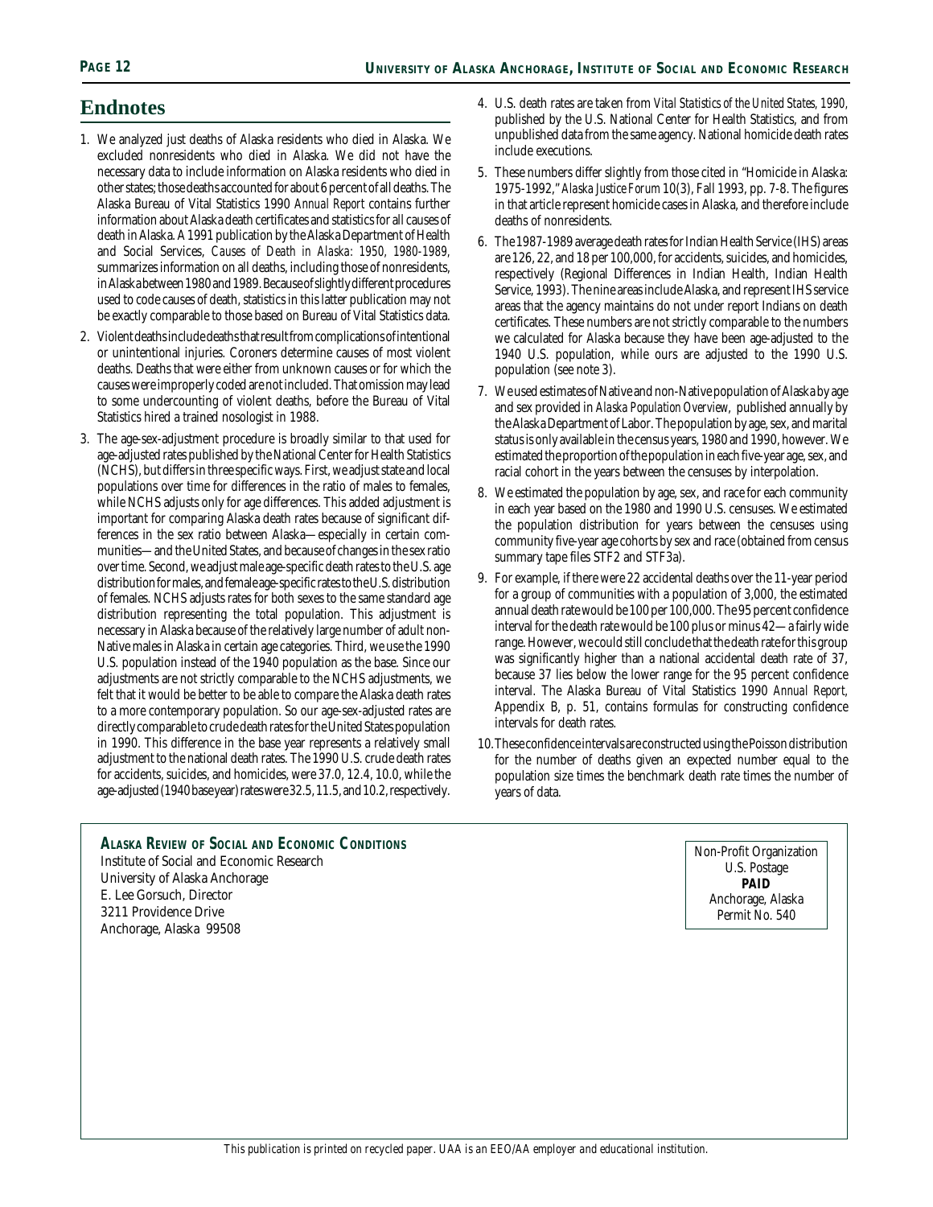# Endnotes

1. We analyzed just deaths of Alaska residents who died in Alaska. We excluded nonresidents who died in Alaska. We did not have the necessary data to include information on Alaska residents who died in other states; those deaths accounted for about 6 percent of all deaths. The Alaska Bureau of Vital Statistics 1990 *Annual Report* contains further information about Alaska death certificates and statistics for all causes of death in Alaska. A 1991 publication by the Alaska Department of Health and Social Services, *Causes of Death in Alaska: 1950, 1980-1989*, summarizes information on all deaths, including those of nonresidents, in Alaska between 1980 and 1989. Because of slightly different procedures used to code causes of death, statistics in this latter publication may not be exactly comparable to those based on Bureau of Vital Statistics data.

2. Violent deaths include deaths that result from complications of intentional or unintentional injuries. Coroners determine causes of most violent deaths. Deaths that were either from unknown causes or for which the causes were improperly coded are not included. That omission may lead to some undercounting of violent deaths, before the Bureau of Vital Statistics hired a trained nosologist in 1988.

3. The age-sex-adjustment procedure is broadly similar to that used for age-adjusted rates published by the National Center for Health Statistics (NCHS), but differs in three specific ways. First, we adjust state and local populations over time for differences in the ratio of males to females, while NCHS adjusts only for age differences. This added adjustment is important for comparing Alaska death rates because of significant differences in the sex ratio between Alaska—especially in certain communities—and the United States, and because of changes in the sex ratio over time. Second, we adjust male age-specific death rates to the U.S. age distribution for males, and female age-specific rates to the U.S. distribution of females. NCHS adjusts rates for both sexes to the same standard age distribution representing the total population. This adjustment is necessary in Alaska because of the relatively large number of adult non-Native males in Alaska in certain age categories. Third, we use the 1990 U.S. population instead of the 1940 population as the base. Since our adjustments are not strictly comparable to the NCHS adjustments, we felt that it would be better to be able to compare the Alaska death rates to a more contemporary population. So our age-sex-adjusted rates are directly comparable to crude death rates for the United States population in 1990. This difference in the base year represents a relatively small adjustment to the national death rates. The 1990 U.S. crude death rates for accidents, suicides, and homicides, were 37.0, 12.4, 10.0, while the age-adjusted (1940 base year) rates were 32.5, 11.5, and 10.2, respectively.

4. U.S. death rates are taken from *Vital Statistics of the United States, 1990*, published by the U.S. National Center for Health Statistics, and from unpublished data from the same agency. National homicide death rates include executions.

5. These numbers differ slightly from those cited in "Homicide in Alaska: 1975-1992," *Alaska Justice Forum* 10(3), Fall 1993, pp. 7-8. The figures in that article represent homicide cases in Alaska, and therefore include deaths of nonresidents.

6. The 1987-1989 average death rates for Indian Health Service (IHS) areas are 126, 22, and 18 per 100,000, for accidents, suicides, and homicides, respectively (Regional Differences in Indian Health, Indian Health Service, 1993). The nine areas include Alaska, and represent IHS service areas that the agency maintains do not under report Indians on death certificates. These numbers are not strictly comparable to the numbers we calculated for Alaska because they have been age-adjusted to the 1940 U.S. population, while ours are adjusted to the 1990 U.S. population (see note 3).

7. We used estimates of Native and non-Native population of Alaska by age and sex provided in *Alaska Population Overview*, published annually by the Alaska Department of Labor. The population by age, sex, and marital status is only available in the census years, 1980 and 1990, however. We estimated the proportion of the population in each five-year age, sex, and racial cohort in the years between the censuses by interpolation.

8. We estimated the population by age, sex, and race for each community in each year based on the 1980 and 1990 U.S. censuses. We estimated the population distribution for years between the censuses using community five-year age cohorts by sex and race (obtained from census summary tape files STF2 and STF3a).

9. For example, if there were 22 accidental deaths over the 11-year period for a group of communities with a population of 3,000, the estimated annual death rate would be 100 per 100,000. The 95 percent confidence interval for the death rate would be 100 plus or minus 42—a fairly wide range. However, we could still conclude that the death rate for this group was significantly higher than a national accidental death rate of 37, because 37 lies below the lower range for the 95 percent confidence interval. The Alaska Bureau of Vital Statistics 1990 *Annual Report*, Appendix B, p. 51, contains formulas for constructing confidence intervals for death rates.

10. These confidence intervals are constructed using the Poisson distribution for the number of deaths given an expected number equal to the population size times the benchmark death rate times the number of years of data.

**ALASKA REVIEW OF SOCIAL AND ECONOMIC CONDITIONS**
Institute of Social and Economic Research
University of Alaska Anchorage
E. Lee Gorsuch, Director
3211 Providence Drive
Anchorage, Alaska 99508

Non-Profit Organization
U.S. Postage
**PAID**
Anchorage, Alaska
Permit No. 540

*This publication is printed on recycled paper. UAA is an EEO/AA employer and educational institution.*